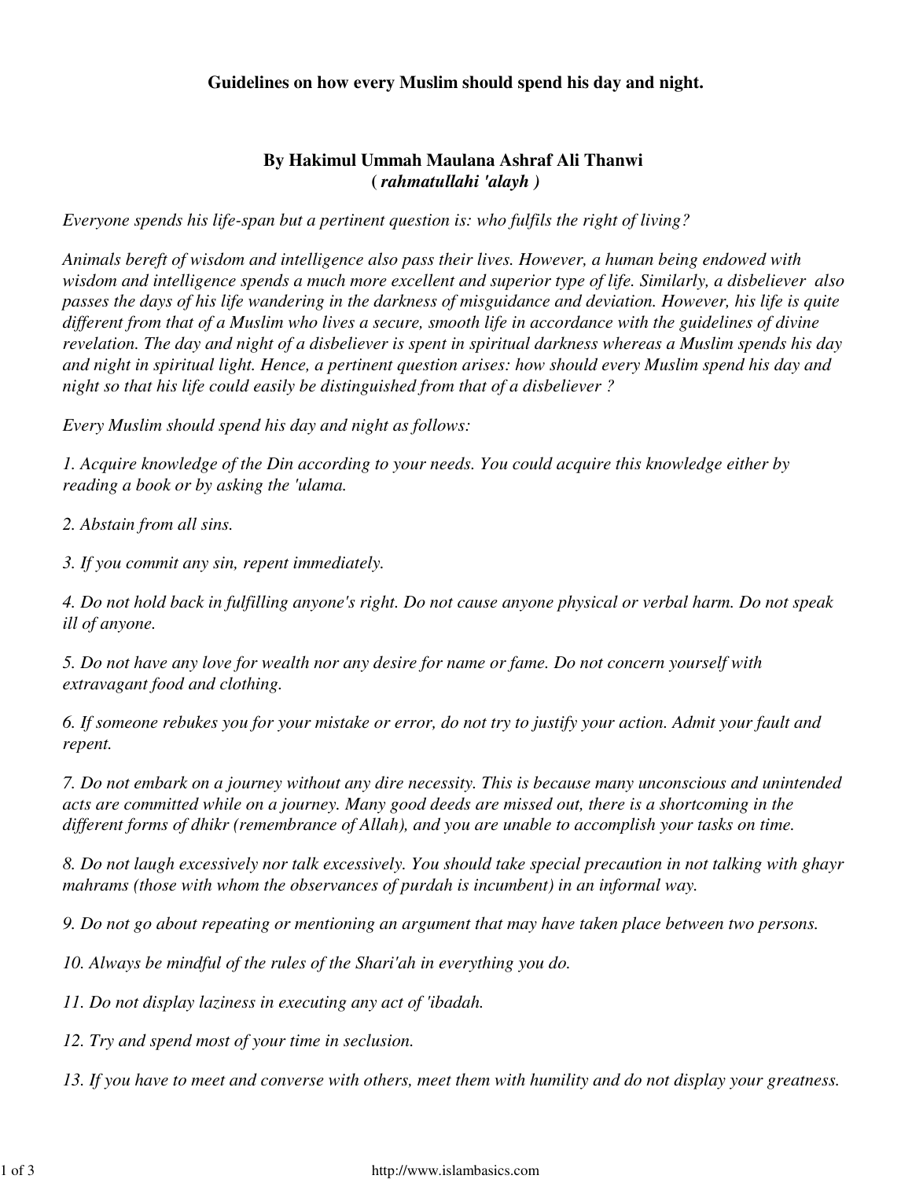**Guidelines on how every Muslim should spend his day and night.**

**By Hakimul Ummah Maulana Ashraf Ali Thanwi**
**(*rahmatullahi 'alayh*)**

*Everyone spends his life-span but a pertinent question is: who fulfils the right of living?*

*Animals bereft of wisdom and intelligence also pass their lives. However, a human being endowed with wisdom and intelligence spends a much more excellent and superior type of life. Similarly, a disbeliever also passes the days of his life wandering in the darkness of misguidance and deviation. However, his life is quite different from that of a Muslim who lives a secure, smooth life in accordance with the guidelines of divine revelation. The day and night of a disbeliever is spent in spiritual darkness whereas a Muslim spends his day and night in spiritual light. Hence, a pertinent question arises: how should every Muslim spend his day and night so that his life could easily be distinguished from that of a disbeliever ?*

*Every Muslim should spend his day and night as follows:*

*1. Acquire knowledge of the Din according to your needs. You could acquire this knowledge either by reading a book or by asking the 'ulama.*

*2. Abstain from all sins.*

*3. If you commit any sin, repent immediately.*

*4. Do not hold back in fulfilling anyone's right. Do not cause anyone physical or verbal harm. Do not speak ill of anyone.*

*5. Do not have any love for wealth nor any desire for name or fame. Do not concern yourself with extravagant food and clothing.*

*6. If someone rebukes you for your mistake or error, do not try to justify your action. Admit your fault and repent.*

*7. Do not embark on a journey without any dire necessity. This is because many unconscious and unintended acts are committed while on a journey. Many good deeds are missed out, there is a shortcoming in the different forms of dhikr (remembrance of Allah), and you are unable to accomplish your tasks on time.*

*8. Do not laugh excessively nor talk excessively. You should take special precaution in not talking with ghayr mahrams (those with whom the observances of purdah is incumbent) in an informal way.*

*9. Do not go about repeating or mentioning an argument that may have taken place between two persons.*

*10. Always be mindful of the rules of the Shari'ah in everything you do.*

*11. Do not display laziness in executing any act of 'ibadah.*

*12. Try and spend most of your time in seclusion.*

*13. If you have to meet and converse with others, meet them with humility and do not display your greatness.*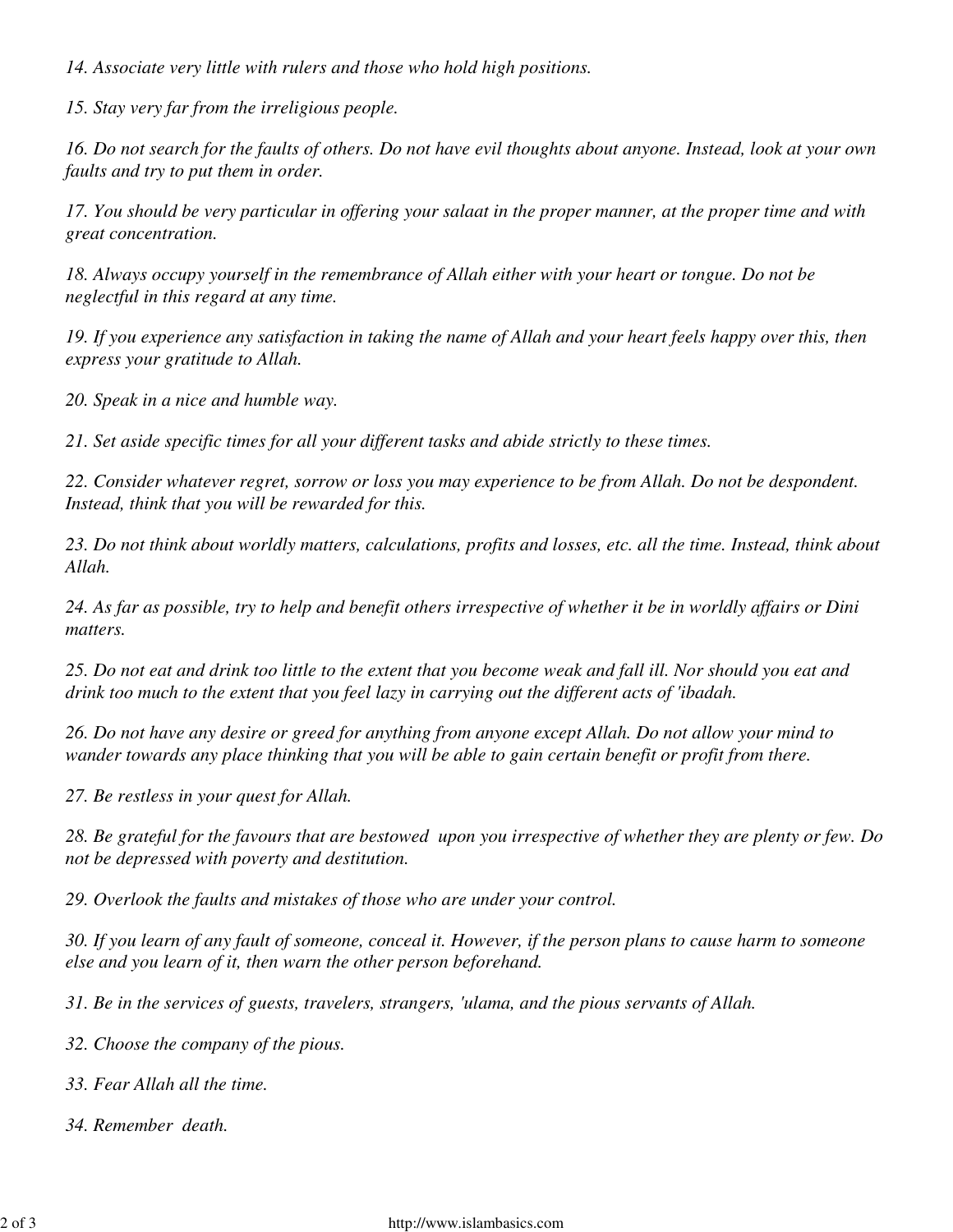*14. Associate very little with rulers and those who hold high positions.*

*15. Stay very far from the irreligious people.*

*16. Do not search for the faults of others. Do not have evil thoughts about anyone. Instead, look at your own faults and try to put them in order.*

*17. You should be very particular in offering your salaat in the proper manner, at the proper time and with great concentration.*

*18. Always occupy yourself in the remembrance of Allah either with your heart or tongue. Do not be neglectful in this regard at any time.*

*19. If you experience any satisfaction in taking the name of Allah and your heart feels happy over this, then express your gratitude to Allah.*

*20. Speak in a nice and humble way.*

*21. Set aside specific times for all your different tasks and abide strictly to these times.*

*22. Consider whatever regret, sorrow or loss you may experience to be from Allah. Do not be despondent. Instead, think that you will be rewarded for this.*

*23. Do not think about worldly matters, calculations, profits and losses, etc. all the time. Instead, think about Allah.*

*24. As far as possible, try to help and benefit others irrespective of whether it be in worldly affairs or Dini matters.*

*25. Do not eat and drink too little to the extent that you become weak and fall ill. Nor should you eat and drink too much to the extent that you feel lazy in carrying out the different acts of 'ibadah.*

*26. Do not have any desire or greed for anything from anyone except Allah. Do not allow your mind to wander towards any place thinking that you will be able to gain certain benefit or profit from there.*

*27. Be restless in your quest for Allah.*

*28. Be grateful for the favours that are bestowed upon you irrespective of whether they are plenty or few. Do not be depressed with poverty and destitution.*

*29. Overlook the faults and mistakes of those who are under your control.*

*30. If you learn of any fault of someone, conceal it. However, if the person plans to cause harm to someone else and you learn of it, then warn the other person beforehand.*

*31. Be in the services of guests, travelers, strangers, 'ulama, and the pious servants of Allah.*

*32. Choose the company of the pious.*

*33. Fear Allah all the time.*

*34. Remember death.*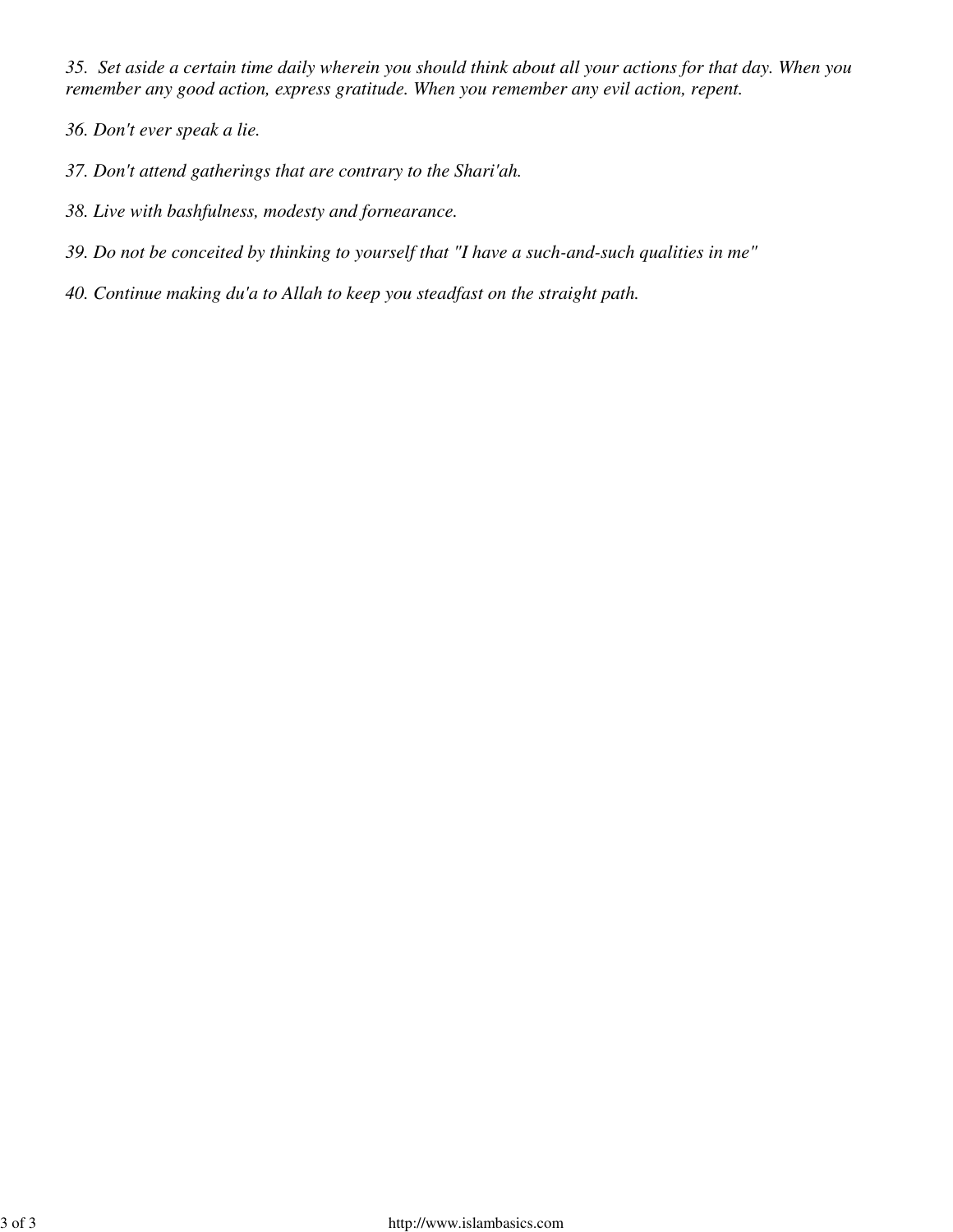*35. Set aside a certain time daily wherein you should think about all your actions for that day. When you remember any good action, express gratitude. When you remember any evil action, repent.*

*36. Don't ever speak a lie.*

*37. Don't attend gatherings that are contrary to the Shari'ah.*

*38. Live with bashfulness, modesty and fornearance.*

*39. Do not be conceited by thinking to yourself that "I have a such-and-such qualities in me"*

*40. Continue making du'a to Allah to keep you steadfast on the straight path.*